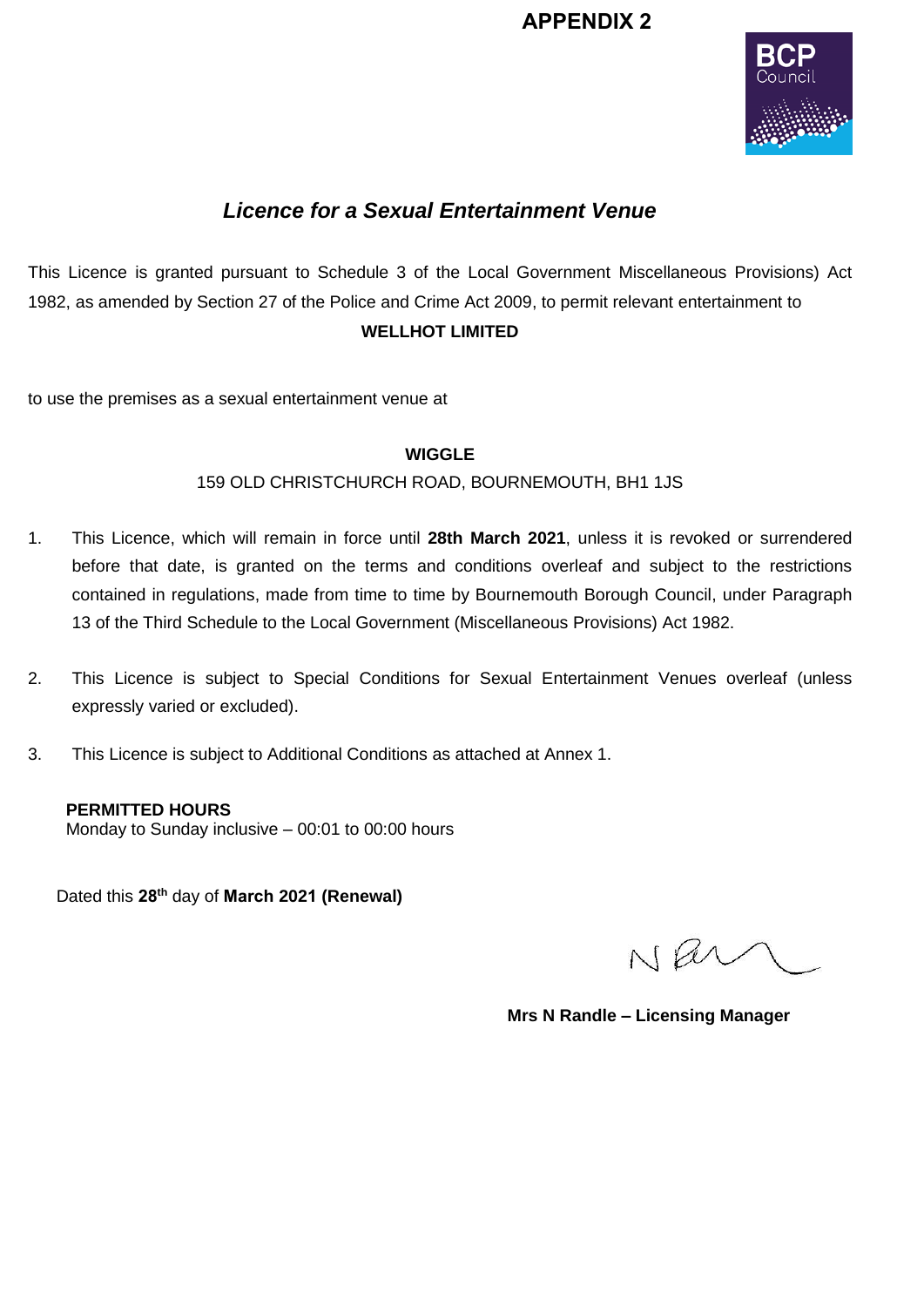**APPENDIX 2**

## *Licence for a Sexual Entertainment Venue*

This Licence is granted pursuant to Schedule 3 of the Local Government Miscellaneous Provisions) Act 1982, as amended by Section 27 of the Police and Crime Act 2009, to permit relevant entertainment to

**WELLHOT LIMITED**

to use the premises as a sexual entertainment venue at

**WIGGLE**

159 OLD CHRISTCHURCH ROAD, BOURNEMOUTH, BH1 1JS

1. This Licence, which will remain in force until **28th March 2021**, unless it is revoked or surrendered before that date, is granted on the terms and conditions overleaf and subject to the restrictions contained in regulations, made from time to time by Bournemouth Borough Council, under Paragraph 13 of the Third Schedule to the Local Government (Miscellaneous Provisions) Act 1982.

2. This Licence is subject to Special Conditions for Sexual Entertainment Venues overleaf (unless expressly varied or excluded).

3. This Licence is subject to Additional Conditions as attached at Annex 1.

**PERMITTED HOURS**
Monday to Sunday inclusive – 00:01 to 00:00 hours

Dated this **28th** day of **March 2021 (Renewal)**

**Mrs N Randle – Licensing Manager**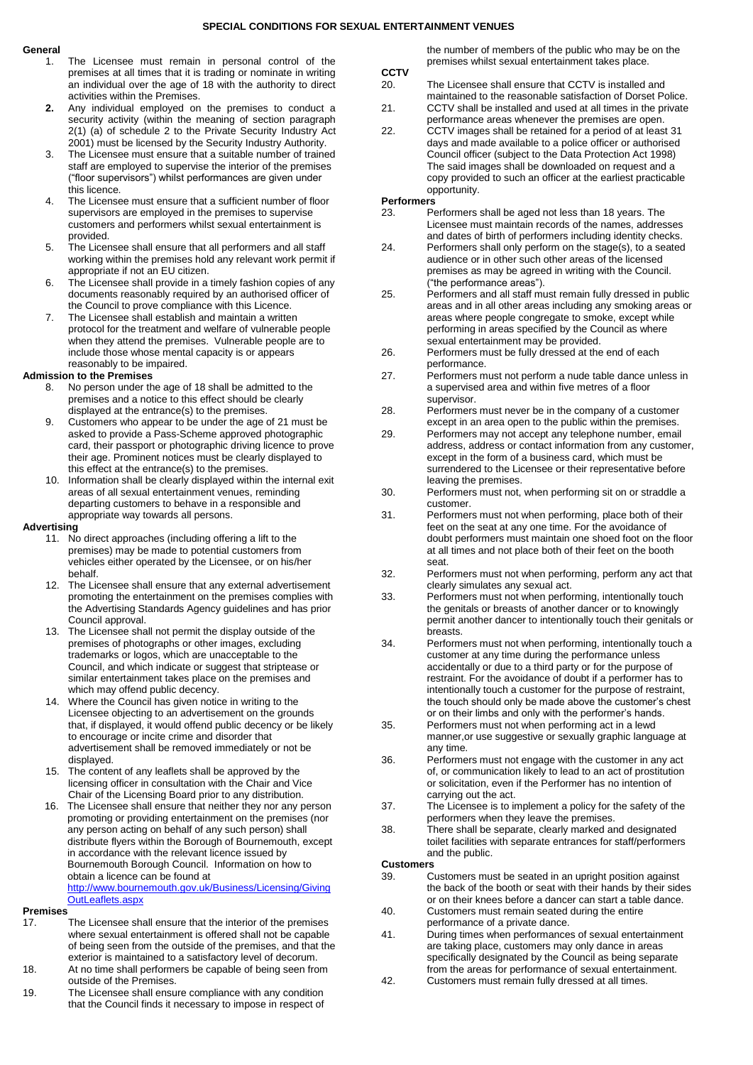# SPECIAL CONDITIONS FOR SEXUAL ENTERTAINMENT VENUES

**General**

1. The Licensee must remain in personal control of the premises at all times that it is trading or nominate in writing an individual over the age of 18 with the authority to direct activities within the Premises.
2. Any individual employed on the premises to conduct a security activity (within the meaning of section paragraph 2(1) (a) of schedule 2 to the Private Security Industry Act 2001) must be licensed by the Security Industry Authority.
3. The Licensee must ensure that a suitable number of trained staff are employed to supervise the interior of the premises ("floor supervisors") whilst performances are given under this licence.
4. The Licensee must ensure that a sufficient number of floor supervisors are employed in the premises to supervise customers and performers whilst sexual entertainment is provided.
5. The Licensee shall ensure that all performers and all staff working within the premises hold any relevant work permit if appropriate if not an EU citizen.
6. The Licensee shall provide in a timely fashion copies of any documents reasonably required by an authorised officer of the Council to prove compliance with this Licence.
7. The Licensee shall establish and maintain a written protocol for the treatment and welfare of vulnerable people when they attend the premises. Vulnerable people are to include those whose mental capacity is or appears reasonably to be impaired.

**Admission to the Premises**

8. No person under the age of 18 shall be admitted to the premises and a notice to this effect should be clearly displayed at the entrance(s) to the premises.
9. Customers who appear to be under the age of 21 must be asked to provide a Pass-Scheme approved photographic card, their passport or photographic driving licence to prove their age. Prominent notices must be clearly displayed to this effect at the entrance(s) to the premises.
10. Information shall be clearly displayed within the internal exit areas of all sexual entertainment venues, reminding departing customers to behave in a responsible and appropriate way towards all persons.

**Advertising**

11. No direct approaches (including offering a lift to the premises) may be made to potential customers from vehicles either operated by the Licensee, or on his/her behalf.
12. The Licensee shall ensure that any external advertisement promoting the entertainment on the premises complies with the Advertising Standards Agency guidelines and has prior Council approval.
13. The Licensee shall not permit the display outside of the premises of photographs or other images, excluding trademarks or logos, which are unacceptable to the Council, and which indicate or suggest that striptease or similar entertainment takes place on the premises and which may offend public decency.
14. Where the Council has given notice in writing to the Licensee objecting to an advertisement on the grounds that, if displayed, it would offend public decency or be likely to encourage or incite crime and disorder that advertisement shall be removed immediately or not be displayed.
15. The content of any leaflets shall be approved by the licensing officer in consultation with the Chair and Vice Chair of the Licensing Board prior to any distribution.
16. The Licensee shall ensure that neither they nor any person promoting or providing entertainment on the premises (nor any person acting on behalf of any such person) shall distribute flyers within the Borough of Bournemouth, except in accordance with the relevant licence issued by Bournemouth Borough Council. Information on how to obtain a licence can be found at http://www.bournemouth.gov.uk/Business/Licensing/GivingOutLeaflets.aspx

**Premises**

17. The Licensee shall ensure that the interior of the premises where sexual entertainment is offered shall not be capable of being seen from the outside of the premises, and that the exterior is maintained to a satisfactory level of decorum.
18. At no time shall performers be capable of being seen from outside of the Premises.
19. The Licensee shall ensure compliance with any condition that the Council finds it necessary to impose in respect of the number of members of the public who may be on the premises whilst sexual entertainment takes place.

**CCTV**

20. The Licensee shall ensure that CCTV is installed and maintained to the reasonable satisfaction of Dorset Police.
21. CCTV shall be installed and used at all times in the private performance areas whenever the premises are open.
22. CCTV images shall be retained for a period of at least 31 days and made available to a police officer or authorised Council officer (subject to the Data Protection Act 1998) The said images shall be downloaded on request and a copy provided to such an officer at the earliest practicable opportunity.

**Performers**

23. Performers shall be aged not less than 18 years. The Licensee must maintain records of the names, addresses and dates of birth of performers including identity checks.
24. Performers shall only perform on the stage(s), to a seated audience or in other such other areas of the licensed premises as may be agreed in writing with the Council. ("the performance areas").
25. Performers and all staff must remain fully dressed in public areas and in all other areas including any smoking areas or areas where people congregate to smoke, except while performing in areas specified by the Council as where sexual entertainment may be provided.
26. Performers must be fully dressed at the end of each performance.
27. Performers must not perform a nude table dance unless in a supervised area and within five metres of a floor supervisor.
28. Performers must never be in the company of a customer except in an area open to the public within the premises.
29. Performers may not accept any telephone number, email address, address or contact information from any customer, except in the form of a business card, which must be surrendered to the Licensee or their representative before leaving the premises.
30. Performers must not, when performing sit on or straddle a customer.
31. Performers must not when performing, place both of their feet on the seat at any one time. For the avoidance of doubt performers must maintain one shoed foot on the floor at all times and not place both of their feet on the booth seat.
32. Performers must not when performing, perform any act that clearly simulates any sexual act.
33. Performers must not when performing, intentionally touch the genitals or breasts of another dancer or to knowingly permit another dancer to intentionally touch their genitals or breasts.
34. Performers must not when performing, intentionally touch a customer at any time during the performance unless accidentally or due to a third party or for the purpose of restraint. For the avoidance of doubt if a performer has to intentionally touch a customer for the purpose of restraint, the touch should only be made above the customer's chest or on their limbs and only with the performer's hands.
35. Performers must not when performing act in a lewd manner,or use suggestive or sexually graphic language at any time.
36. Performers must not engage with the customer in any act of, or communication likely to lead to an act of prostitution or solicitation, even if the Performer has no intention of carrying out the act.
37. The Licensee is to implement a policy for the safety of the performers when they leave the premises.
38. There shall be separate, clearly marked and designated toilet facilities with separate entrances for staff/performers and the public.

**Customers**

39. Customers must be seated in an upright position against the back of the booth or seat with their hands by their sides or on their knees before a dancer can start a table dance.
40. Customers must remain seated during the entire performance of a private dance.
41. During times when performances of sexual entertainment are taking place, customers may only dance in areas specifically designated by the Council as being separate from the areas for performance of sexual entertainment.
42. Customers must remain fully dressed at all times.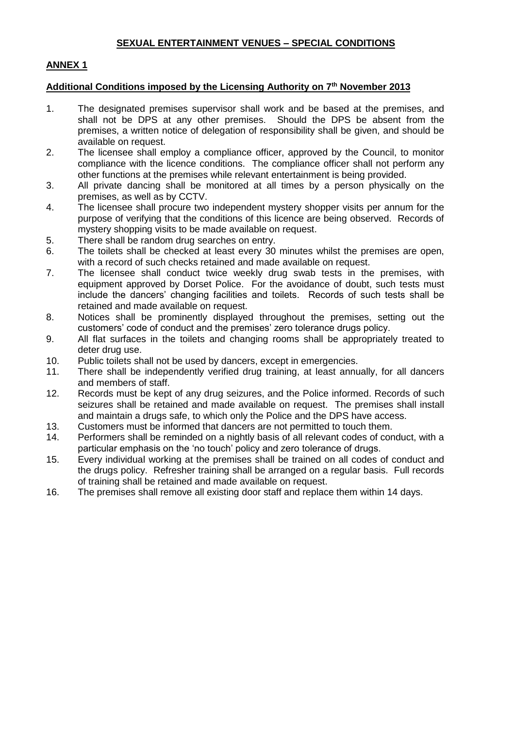## SEXUAL ENTERTAINMENT VENUES – SPECIAL CONDITIONS

### ANNEX 1

**Additional Conditions imposed by the Licensing Authority on 7th November 2013**

1. The designated premises supervisor shall work and be based at the premises, and shall not be DPS at any other premises. Should the DPS be absent from the premises, a written notice of delegation of responsibility shall be given, and should be available on request.
2. The licensee shall employ a compliance officer, approved by the Council, to monitor compliance with the licence conditions. The compliance officer shall not perform any other functions at the premises while relevant entertainment is being provided.
3. All private dancing shall be monitored at all times by a person physically on the premises, as well as by CCTV.
4. The licensee shall procure two independent mystery shopper visits per annum for the purpose of verifying that the conditions of this licence are being observed. Records of mystery shopping visits to be made available on request.
5. There shall be random drug searches on entry.
6. The toilets shall be checked at least every 30 minutes whilst the premises are open, with a record of such checks retained and made available on request.
7. The licensee shall conduct twice weekly drug swab tests in the premises, with equipment approved by Dorset Police. For the avoidance of doubt, such tests must include the dancers' changing facilities and toilets. Records of such tests shall be retained and made available on request.
8. Notices shall be prominently displayed throughout the premises, setting out the customers' code of conduct and the premises' zero tolerance drugs policy.
9. All flat surfaces in the toilets and changing rooms shall be appropriately treated to deter drug use.
10. Public toilets shall not be used by dancers, except in emergencies.
11. There shall be independently verified drug training, at least annually, for all dancers and members of staff.
12. Records must be kept of any drug seizures, and the Police informed. Records of such seizures shall be retained and made available on request. The premises shall install and maintain a drugs safe, to which only the Police and the DPS have access.
13. Customers must be informed that dancers are not permitted to touch them.
14. Performers shall be reminded on a nightly basis of all relevant codes of conduct, with a particular emphasis on the 'no touch' policy and zero tolerance of drugs.
15. Every individual working at the premises shall be trained on all codes of conduct and the drugs policy. Refresher training shall be arranged on a regular basis. Full records of training shall be retained and made available on request.
16. The premises shall remove all existing door staff and replace them within 14 days.